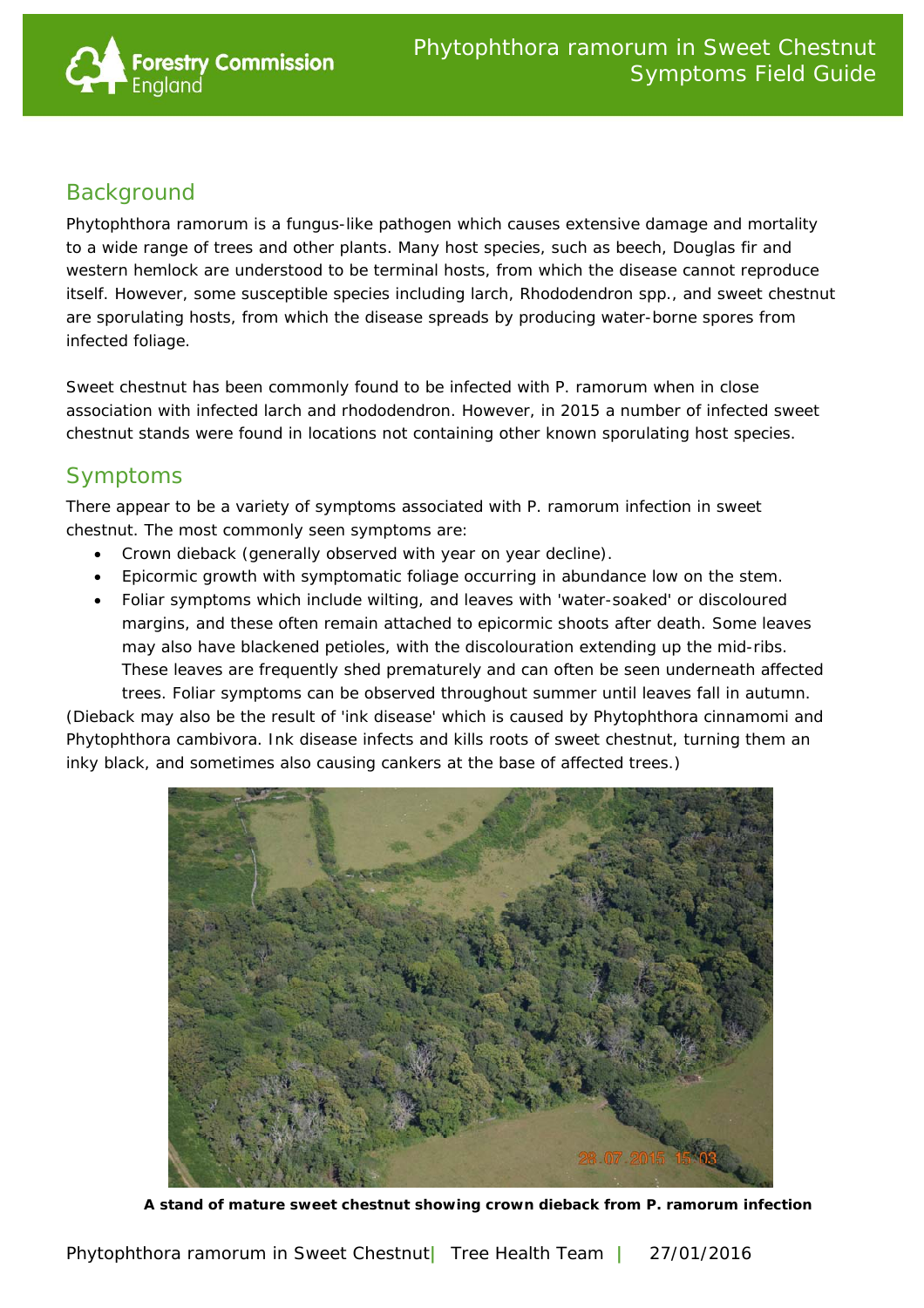# Phytophthora ramorum in Sweet Chestnut Symptoms Field Guide

## Background

Phytophthora ramorum is a fungus-like pathogen which causes extensive damage and mortality to a wide range of trees and other plants. Many host species, such as beech, Douglas fir and western hemlock are understood to be terminal hosts, from which the disease cannot reproduce itself. However, some susceptible species including larch, Rhododendron spp., and sweet chestnut are sporulating hosts, from which the disease spreads by producing water-borne spores from infected foliage.

Sweet chestnut has been commonly found to be infected with P. ramorum when in close association with infected larch and rhododendron. However, in 2015 a number of infected sweet chestnut stands were found in locations not containing other known sporulating host species.

## Symptoms

There appear to be a variety of symptoms associated with P. ramorum infection in sweet chestnut. The most commonly seen symptoms are:

- Crown dieback (generally observed with year on year decline).
- Epicormic growth with symptomatic foliage occurring in abundance low on the stem.
- Foliar symptoms which include wilting, and leaves with 'water-soaked' or discoloured margins, and these often remain attached to epicormic shoots after death. Some leaves may also have blackened petioles, with the discolouration extending up the mid-ribs. These leaves are frequently shed prematurely and can often be seen underneath affected trees. Foliar symptoms can be observed throughout summer until leaves fall in autumn.

(Dieback may also be the result of 'ink disease' which is caused by Phytophthora cinnamomi and Phytophthora cambivora. Ink disease infects and kills roots of sweet chestnut, turning them an inky black, and sometimes also causing cankers at the base of affected trees.)

**A stand of mature sweet chestnut showing crown dieback from P. ramorum infection**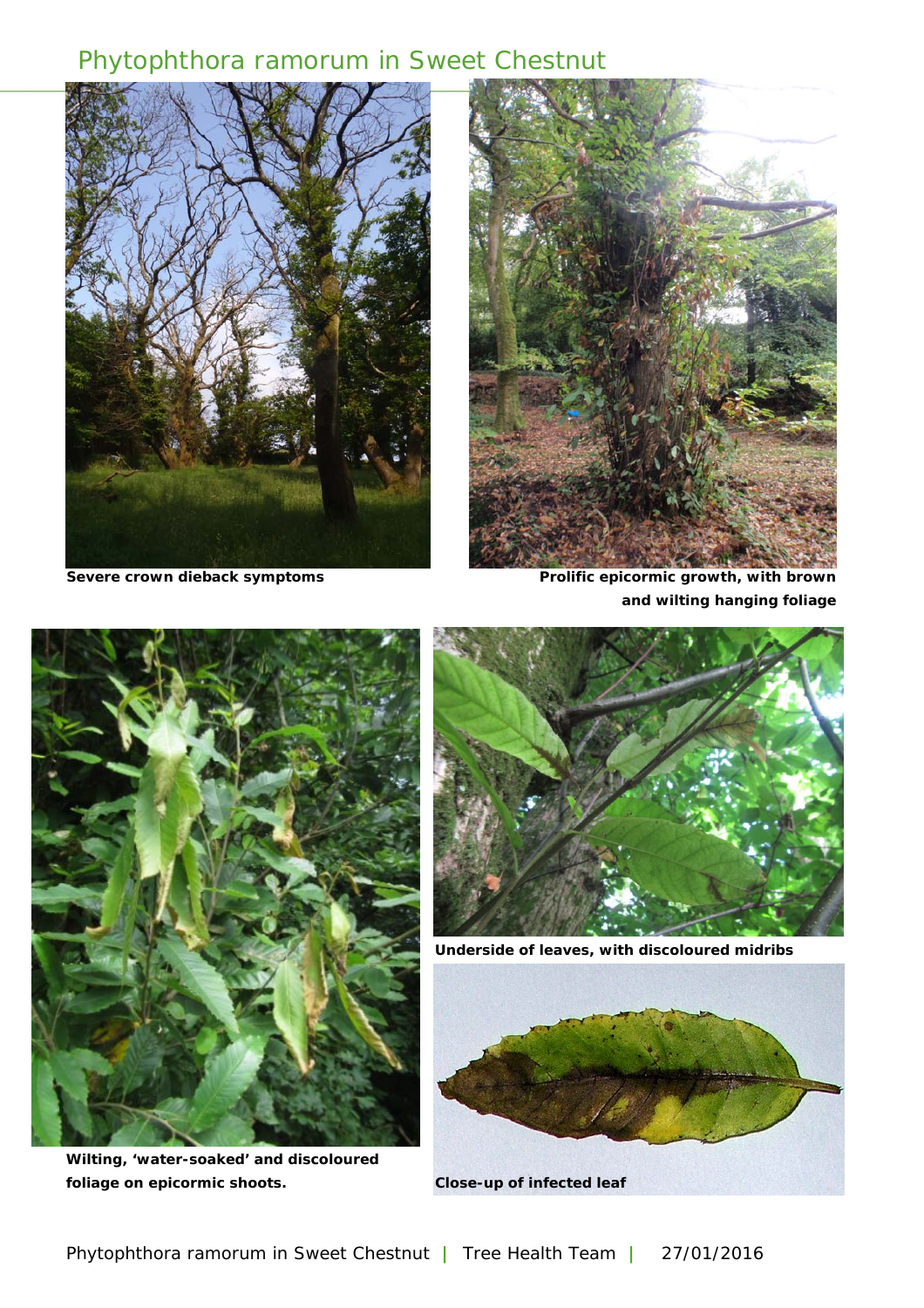# Phytophthora ramorum in Sweet Chestnut

**Severe crown dieback symptoms**

**Prolific epicormic growth, with brown and wilting hanging foliage**

**Wilting, 'water-soaked' and discoloured foliage on epicormic shoots.**

**Underside of leaves, with discoloured midribs**

**Close-up of infected leaf**